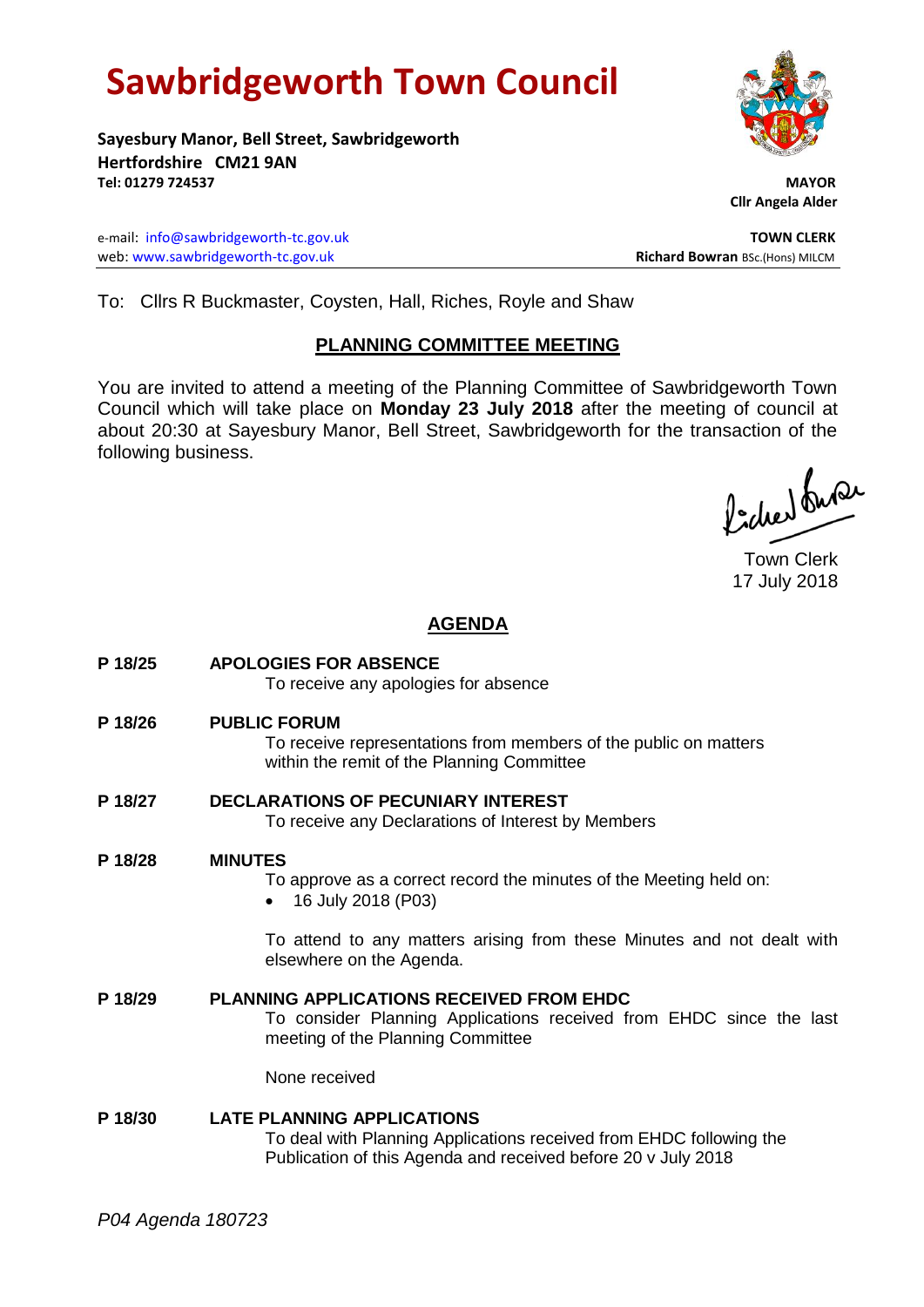# Sawbridgeworth Town Council

**Sayesbury Manor, Bell Street, Sawbridgeworth**
**Hertfordshire CM21 9AN**
**Tel: 01279 724537**

**MAYOR**
**Cllr Angela Alder**

e-mail: info@sawbridgeworth-tc.gov.uk
web: www.sawbridgeworth-tc.gov.uk

**TOWN CLERK**
**Richard Bowran** BSc.(Hons) MILCM

To: Cllrs R Buckmaster, Coysten, Hall, Riches, Royle and Shaw

## PLANNING COMMITTEE MEETING

You are invited to attend a meeting of the Planning Committee of Sawbridgeworth Town Council which will take place on **Monday 23 July 2018** after the meeting of council at about 20:30 at Sayesbury Manor, Bell Street, Sawbridgeworth for the transaction of the following business.

Town Clerk
17 July 2018

## AGENDA

**P 18/25 APOLOGIES FOR ABSENCE**
To receive any apologies for absence

**P 18/26 PUBLIC FORUM**
To receive representations from members of the public on matters within the remit of the Planning Committee

**P 18/27 DECLARATIONS OF PECUNIARY INTEREST**
To receive any Declarations of Interest by Members

**P 18/28 MINUTES**
To approve as a correct record the minutes of the Meeting held on:

- 16 July 2018 (P03)

To attend to any matters arising from these Minutes and not dealt with elsewhere on the Agenda.

**P 18/29 PLANNING APPLICATIONS RECEIVED FROM EHDC**
To consider Planning Applications received from EHDC since the last meeting of the Planning Committee

None received

**P 18/30 LATE PLANNING APPLICATIONS**
To deal with Planning Applications received from EHDC following the Publication of this Agenda and received before 20 v July 2018

*P04 Agenda 180723*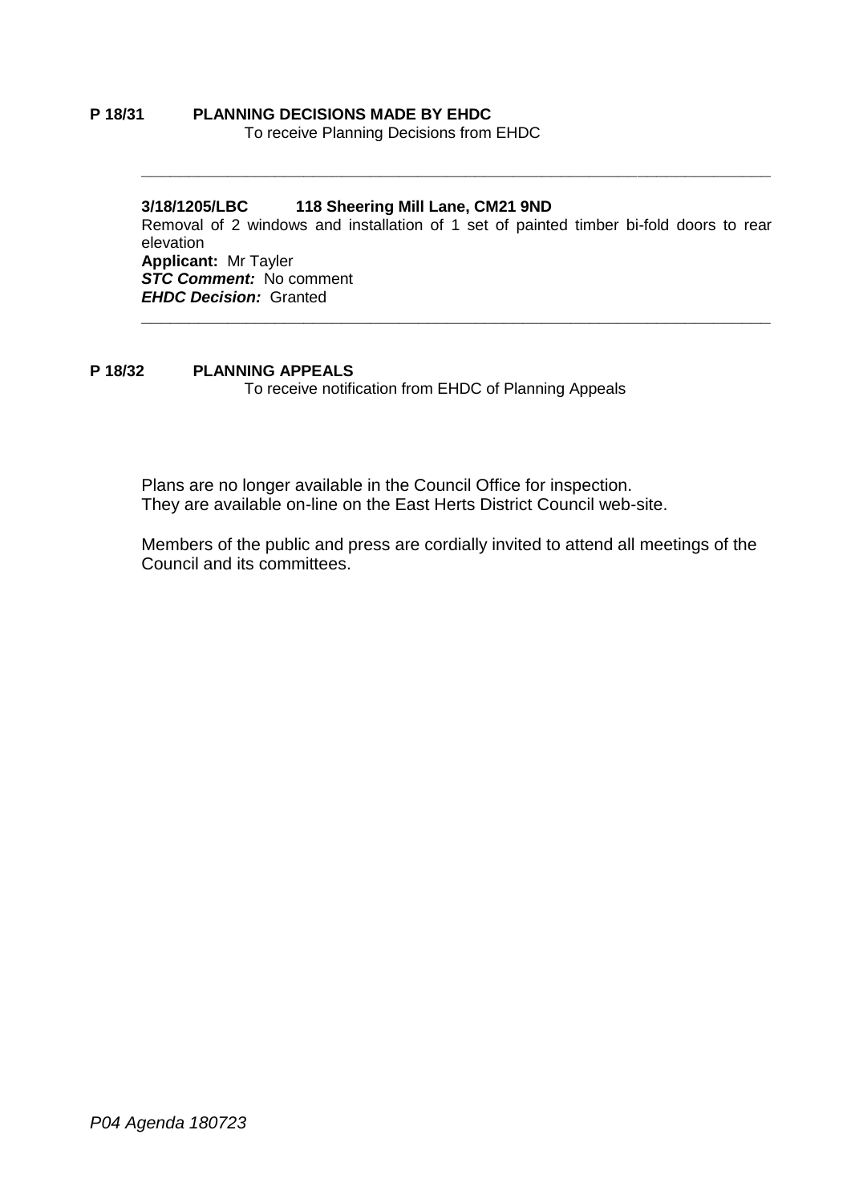**P 18/31 PLANNING DECISIONS MADE BY EHDC**

To receive Planning Decisions from EHDC

---

**3/18/1205/LBC 118 Sheering Mill Lane, CM21 9ND**

Removal of 2 windows and installation of 1 set of painted timber bi-fold doors to rear elevation

**Applicant:** Mr Tayler

***STC Comment:*** No comment

***EHDC Decision:*** Granted

---

**P 18/32 PLANNING APPEALS**

To receive notification from EHDC of Planning Appeals

Plans are no longer available in the Council Office for inspection.
They are available on-line on the East Herts District Council web-site.

Members of the public and press are cordially invited to attend all meetings of the Council and its committees.

*P04 Agenda 180723*